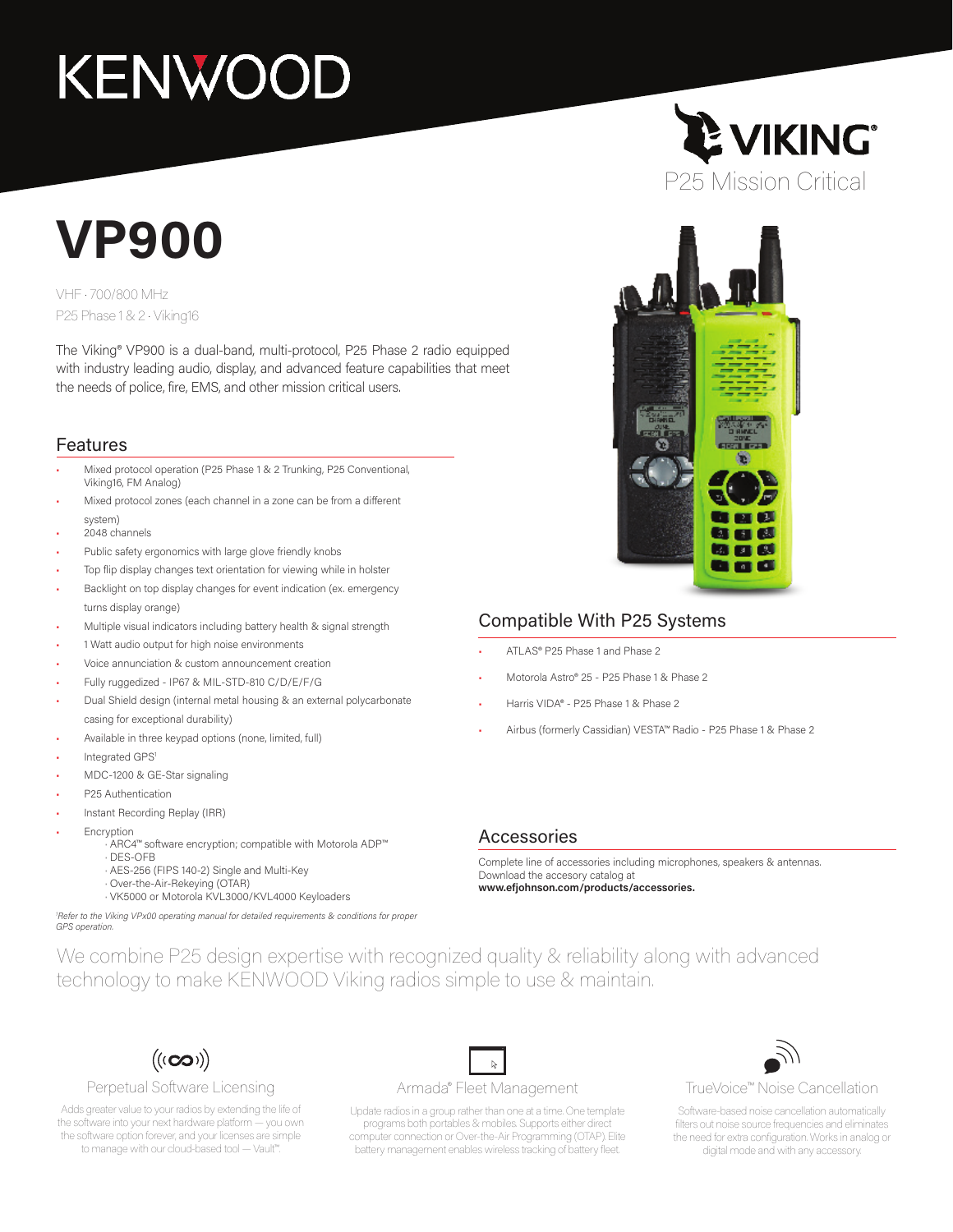KENWOOD

VIKING®

P25 Mission Critical

# VP900

VHF · 700/800 MHz

P25 Phase 1 & 2 · Viking16

The Viking® VP900 is a dual-band, multi-protocol, P25 Phase 2 radio equipped with industry leading audio, display, and advanced feature capabilities that meet the needs of police, fire, EMS, and other mission critical users.

## Features

- Mixed protocol operation (P25 Phase 1 & 2 Trunking, P25 Conventional, Viking16, FM Analog)
- Mixed protocol zones (each channel in a zone can be from a different system)
- 2048 channels
- Public safety ergonomics with large glove friendly knobs
- Top flip display changes text orientation for viewing while in holster
- Backlight on top display changes for event indication (ex. emergency turns display orange)
- Multiple visual indicators including battery health & signal strength
- 1 Watt audio output for high noise environments
- Voice annunciation & custom announcement creation
- Fully ruggedized - IP67 & MIL-STD-810 C/D/E/F/G
- Dual Shield design (internal metal housing & an external polycarbonate casing for exceptional durability)
- Available in three keypad options (none, limited, full)
- Integrated GPS[1]
- MDC-1200 & GE-Star signaling
- P25 Authentication
- Instant Recording Replay (IRR)
- Encryption
  - ARC4™ software encryption; compatible with Motorola ADP™
  - DES-OFB
  - AES-256 (FIPS 140-2) Single and Multi-Key
  - Over-the-Air-Rekeying (OTAR)
  - VK5000 or Motorola KVL3000/KVL4000 Keyloaders

*[1]Refer to the Viking VPx00 operating manual for detailed requirements & conditions for proper GPS operation.*

## Compatible With P25 Systems

- ATLAS® P25 Phase 1 and Phase 2
- Motorola Astro® 25 - P25 Phase 1 & Phase 2
- Harris VIDA® - P25 Phase 1 & Phase 2
- Airbus (formerly Cassidian) VESTA™ Radio - P25 Phase 1 & Phase 2

## Accessories

Complete line of accessories including microphones, speakers & antennas. Download the accesory catalog at **www.efjohnson.com/products/accessories.**

We combine P25 design expertise with recognized quality & reliability along with advanced technology to make KENWOOD Viking radios simple to use & maintain.

### Perpetual Software Licensing

Adds greater value to your radios by extending the life of the software into your next hardware platform — you own the software option forever, and your licenses are simple to manage with our cloud-based tool — Vault™.

### Armada® Fleet Management

Update radios in a group rather than one at a time. One template programs both portables & mobiles. Supports either direct computer connection or Over-the-Air Programming (OTAP). Elite battery management enables wireless tracking of battery fleet.

### TrueVoice™ Noise Cancellation

Software-based noise cancellation automatically filters out noise source frequencies and eliminates the need for extra configuration. Works in analog or digital mode and with any accessory.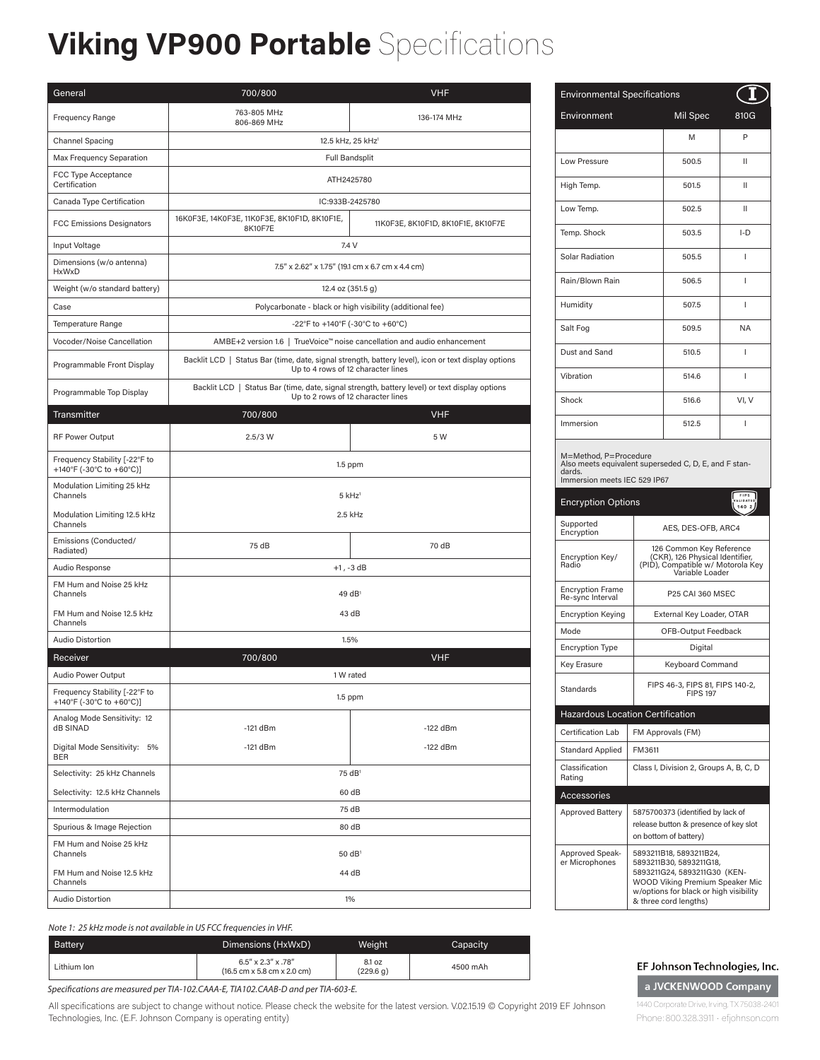# **Viking VP900 Portable** Specifications

| General | 700/800 | VHF |
|---|---|---|
| Frequency Range | 763-805 MHz 806-869 MHz | 136-174 MHz |
| Channel Spacing | 12.5 kHz, 25 kHz[1] | |
| Max Frequency Separation | Full Bandsplit | |
| FCC Type Acceptance Certification | ATH2425780 | |
| Canada Type Certification | IC:933B-2425780 | |
| FCC Emissions Designators | 16K0F3E, 14K0F3E, 11K0F3E, 8K10F1D, 8K10F1E, 8K10F7E | 11K0F3E, 8K10F1D, 8K10F1E, 8K10F7E |
| Input Voltage | 7.4 V | |
| Dimensions (w/o antenna) HxWxD | 7.5" x 2.62" x 1.75" (19.1 cm x 6.7 cm x 4.4 cm) | |
| Weight (w/o standard battery) | 12.4 oz (351.5 g) | |
| Case | Polycarbonate - black or high visibility (additional fee) | |
| Temperature Range | -22°F to +140°F (-30°C to +60°C) | |
| Vocoder/Noise Cancellation | AMBE+2 version 1.6 \| TrueVoice™ noise cancellation and audio enhancement | |
| Programmable Front Display | Backlit LCD \| Status Bar (time, date, signal strength, battery level), icon or text display options Up to 4 rows of 12 character lines | |
| Programmable Top Display | Backlit LCD \| Status Bar (time, date, signal strength, battery level) or text display options Up to 2 rows of 12 character lines | |

| Transmitter | 700/800 | VHF |
|---|---|---|
| RF Power Output | 2.5/3 W | 5 W |
| Frequency Stability [-22°F to +140°F (-30°C to +60°C)] | 1.5 ppm | |
| Modulation Limiting 25 kHz Channels | 5 kHz[1] | |
| Modulation Limiting 12.5 kHz Channels | 2.5 kHz | |
| Emissions (Conducted/ Radiated) | 75 dB | 70 dB |
| Audio Response | +1 , -3 dB | |
| FM Hum and Noise 25 kHz Channels | 49 dB[1] | |
| FM Hum and Noise 12.5 kHz Channels | 43 dB | |
| Audio Distortion | 1.5% | |

| Receiver | 700/800 | VHF |
|---|---|---|
| Audio Power Output | 1 W rated | |
| Frequency Stability [-22°F to +140°F (-30°C to +60°C)] | 1.5 ppm | |
| Analog Mode Sensitivity: 12 dB SINAD | -121 dBm | -122 dBm |
| Digital Mode Sensitivity: 5% BER | -121 dBm | -122 dBm |
| Selectivity: 25 kHz Channels | 75 dB[1] | |
| Selectivity: 12.5 kHz Channels | 60 dB | |
| Intermodulation | 75 dB | |
| Spurious & Image Rejection | 80 dB | |
| FM Hum and Noise 25 kHz Channels | 50 dB[1] | |
| FM Hum and Noise 12.5 kHz Channels | 44 dB | |
| Audio Distortion | 1% | |

*Note 1: 25 kHz mode is not available in US FCC frequencies in VHF.*

| Battery | Dimensions (HxWxD) | Weight | Capacity |
|---|---|---|---|
| Lithium Ion | 6.5" x 2.3" x .78" (16.5 cm x 5.8 cm x 2.0 cm) | 8.1 oz (229.6 g) | 4500 mAh |

*Specifications are measured per TIA-102.CAAA-E, TIA102.CAAB-D and per TIA-603-E.*

| Environmental Specifications | | |
|---|---|---|
| Environment | Mil Spec | 810G |
| | M | P |
| Low Pressure | 500.5 | II |
| High Temp. | 501.5 | II |
| Low Temp. | 502.5 | II |
| Temp. Shock | 503.5 | I-D |
| Solar Radiation | 505.5 | I |
| Rain/Blown Rain | 506.5 | I |
| Humidity | 507.5 | I |
| Salt Fog | 509.5 | NA |
| Dust and Sand | 510.5 | I |
| Vibration | 514.6 | I |
| Shock | 516.6 | VI, V |
| Immersion | 512.5 | I |

M=Method, P=Procedure
Also meets equivalent superseded C, D, E, and F standards.
Immersion meets IEC 529 IP67

| Encryption Options | |
|---|---|
| Supported Encryption | AES, DES-OFB, ARC4 |
| Encryption Key/ Radio | 126 Common Key Reference (CKR), 126 Physical Identifier, (PID), Compatible w/ Motorola Key Variable Loader |
| Encryption Frame Re-sync Interval | P25 CAI 360 MSEC |
| Encryption Keying | External Key Loader, OTAR |
| Mode | OFB-Output Feedback |
| Encryption Type | Digital |
| Key Erasure | Keyboard Command |
| Standards | FIPS 46-3, FIPS 81, FIPS 140-2, FIPS 197 |

| Hazardous Location Certification | |
|---|---|
| Certification Lab | FM Approvals (FM) |
| Standard Applied | FM3611 |
| Classification Rating | Class I, Division 2, Groups A, B, C, D |

| Accessories | |
|---|---|
| Approved Battery | 5875700373 (identified by lack of release button & presence of key slot on bottom of battery) |
| Approved Speaker Microphones | 5893211B18, 5893211B24, 5893211B30, 5893211G18, 5893211G24, 5893211G30 (KENWOOD Viking Premium Speaker Mic w/options for black or high visibility & three cord lengths) |

All specifications are subject to change without notice. Please check the website for the latest version. V.02.15.19 © Copyright 2019 EF Johnson Technologies, Inc. (E.F. Johnson Company is operating entity)

**EF Johnson Technologies, Inc.**
a JVCKENWOOD Company
1440 Corporate Drive, Irving, TX 75038-2401
Phone: 800.328.3911 · efjohnson.com